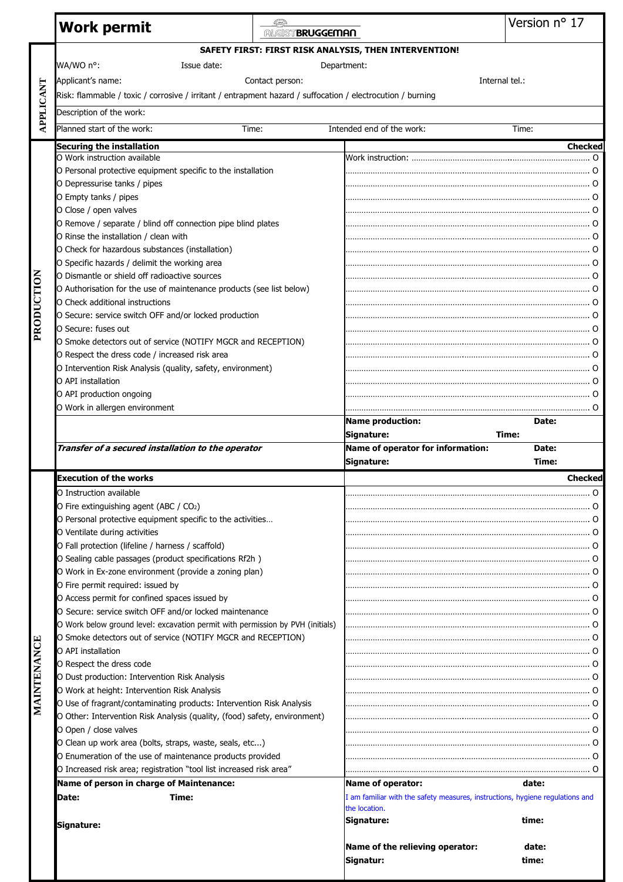# Work permit

ALGIST BRUGGEMAN

Version n° 17

**SAFETY FIRST: FIRST RISK ANALYSIS, THEN INTERVENTION!**

## APPLICANT

WA/WO n°: Issue date: Department:

Applicant's name: Contact person: Internal tel.:

Risk: flammable / toxic / corrosive / irritant / entrapment hazard / suffocation / electrocution / burning

Description of the work:

Planned start of the work: Time: Intended end of the work: Time:

## PRODUCTION

| **Securing the installation** | **Checked** |
|---|---|
| O Work instruction available | Work instruction: ................................................ O |
| O Personal protective equipment specific to the installation | ................................................ O |
| O Depressurise tanks / pipes | ................................................ O |
| O Empty tanks / pipes | ................................................ O |
| O Close / open valves | ................................................ O |
| O Remove / separate / blind off connection pipe blind plates | ................................................ O |
| O Rinse the installation / clean with | ................................................ O |
| O Check for hazardous substances (installation) | ................................................ O |
| O Specific hazards / delimit the working area | ................................................ O |
| O Dismantle or shield off radioactive sources | ................................................ O |
| O Authorisation for the use of maintenance products (see list below) | ................................................ O |
| O Check additional instructions | ................................................ O |
| O Secure: service switch OFF and/or locked production | ................................................ O |
| O Secure: fuses out | ................................................ O |
| O Smoke detectors out of service (NOTIFY MGCR and RECEPTION) | ................................................ O |
| O Respect the dress code / increased risk area | ................................................ O |
| O Intervention Risk Analysis (quality, safety, environment) | ................................................ O |
| O API installation | ................................................ O |
| O API production ongoing | ................................................ O |
| O Work in allergen environment | ................................................ O |
| | **Name production:** **Date:** |
| | **Signature:** **Time:** |
| ***Transfer of a secured installation to the operator*** | **Name of operator for information:** **Date:** |
| | **Signature:** **Time:** |

## MAINTENANCE

| **Execution of the works** | **Checked** |
|---|---|
| O Instruction available | ................................................ O |
| O Fire extinguishing agent (ABC / $CO_2$) | ................................................ O |
| O Personal protective equipment specific to the activities… | ................................................ O |
| O Ventilate during activities | ................................................ O |
| O Fall protection (lifeline / harness / scaffold) | ................................................ O |
| O Sealing cable passages (product specifications Rf2h ) | ................................................ O |
| O Work in Ex-zone environment (provide a zoning plan) | ................................................ O |
| O Fire permit required: issued by | ................................................ O |
| O Access permit for confined spaces issued by | ................................................ O |
| O Secure: service switch OFF and/or locked maintenance | ................................................ O |
| O Work below ground level: excavation permit with permission by PVH (initials) | ................................................ O |
| O Smoke detectors out of service (NOTIFY MGCR and RECEPTION) | ................................................ O |
| O API installation | ................................................ O |
| O Respect the dress code | ................................................ O |
| O Dust production: Intervention Risk Analysis | ................................................ O |
| O Work at height: Intervention Risk Analysis | ................................................ O |
| O Use of fragrant/contaminating products: Intervention Risk Analysis | ................................................ O |
| O Other: Intervention Risk Analysis (quality, (food) safety, environment) | ................................................ O |
| O Open / close valves | ................................................ O |
| O Clean up work area (bolts, straps, waste, seals, etc...) | ................................................ O |
| O Enumeration of the use of maintenance products provided | ................................................ O |
| O Increased risk area; registration "tool list increased risk area" | ................................................ O |
| **Name of person in charge of Maintenance:** | **Name of operator:** **date:** |
| **Date:** **Time:** | I am familiar with the safety measures, instructions, hygiene regulations and the location. |
| **Signature:** | **Signature:** **time:** |
| | **Name of the relieving operator:** **date:** |
| | **Signatur:** **time:** |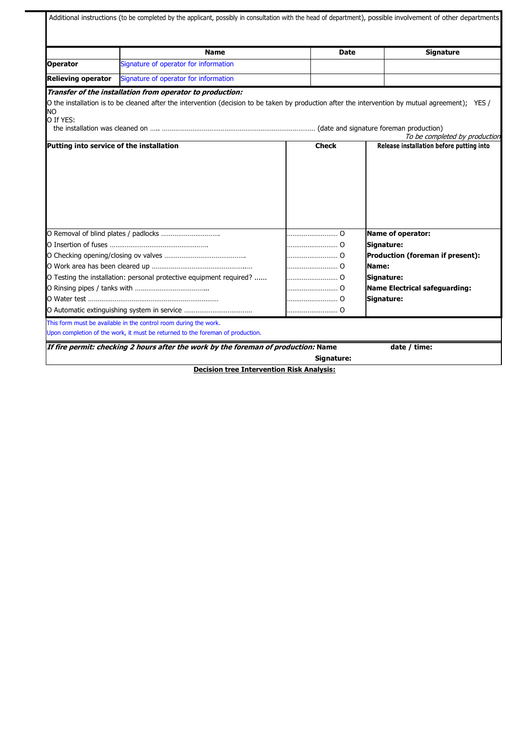Additional instructions (to be completed by the applicant, possibly in consultation with the head of department), possible involvement of other departments

| | Name | Date | Signature |
|---|---|---|---|
| **Operator** | Signature of operator for information | | |
| **Relieving operator** | Signature of operator for information | | |

***Transfer of the installation from operator to production:***

O the installation is to be cleaned after the intervention (decision to be taken by production after the intervention by mutual agreement); YES / NO

O If YES:

the installation was cleaned on ….. ……………………………………………………………… (date and signature foreman production)

*To be completed by production*

| **Putting into service of the installation** | **Check** | **Release installation before putting into** |
|---|---|---|
| O Removal of blind plates / padlocks …………………………. | ……………………… O | **Name of operator:** |
| O Insertion of fuses ……………………………………………. | ……………………… O | **Signature:** |
| O Checking opening/closing ov valves ……………………………………. | ……………………… O | **Production (foreman if present):** |
| O Work area has been cleared up ……………………………………………… | ……………………… O | **Name:** |
| O Testing the installation: personal protective equipment required? …... | ……………………… O | **Signature:** |
| O Rinsing pipes / tanks with ……………………………….. | ……………………… O | **Name Electrical safeguarding:** |
| O Water test …………………………………………………………… | ……………………… O | **Signature:** |
| O Automatic extinguishing system in service ……………………………… | ……………………… O | |

This form must be available in the control room during the work.

Upon completion of the work, it must be returned to the foreman of production.

***If fire permit: checking 2 hours after the work by the foreman of production:*** **Name** **date / time:**

**Signature:**

**Decision tree Intervention Risk Analysis:**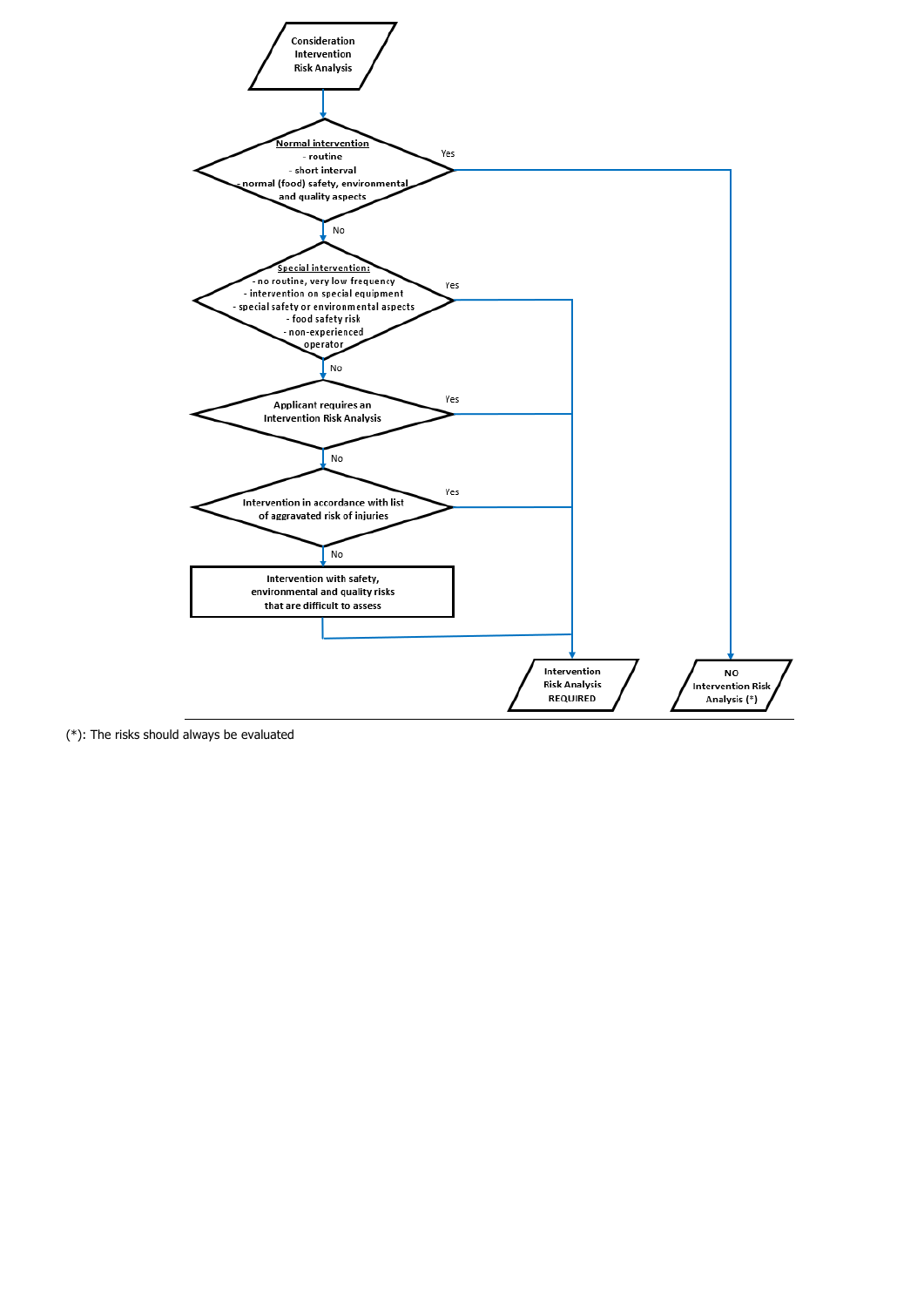Consideration Intervention Risk Analysis

**Normal intervention**
- routine
- short interval
- normal (food) safety, environmental and quality aspects

Yes

No

**Special intervention:**
- no routine, very low frequency
- intervention on special equipment
- special safety or environmental aspects
- food safety risk
- non-experienced operator

Yes

No

Applicant requires an Intervention Risk Analysis

Yes

No

Intervention in accordance with list of aggravated risk of injuries

Yes

No

Intervention with safety, environmental and quality risks that are difficult to assess

Intervention Risk Analysis REQUIRED

NO Intervention Risk Analysis (*)

(*): The risks should always be evaluated